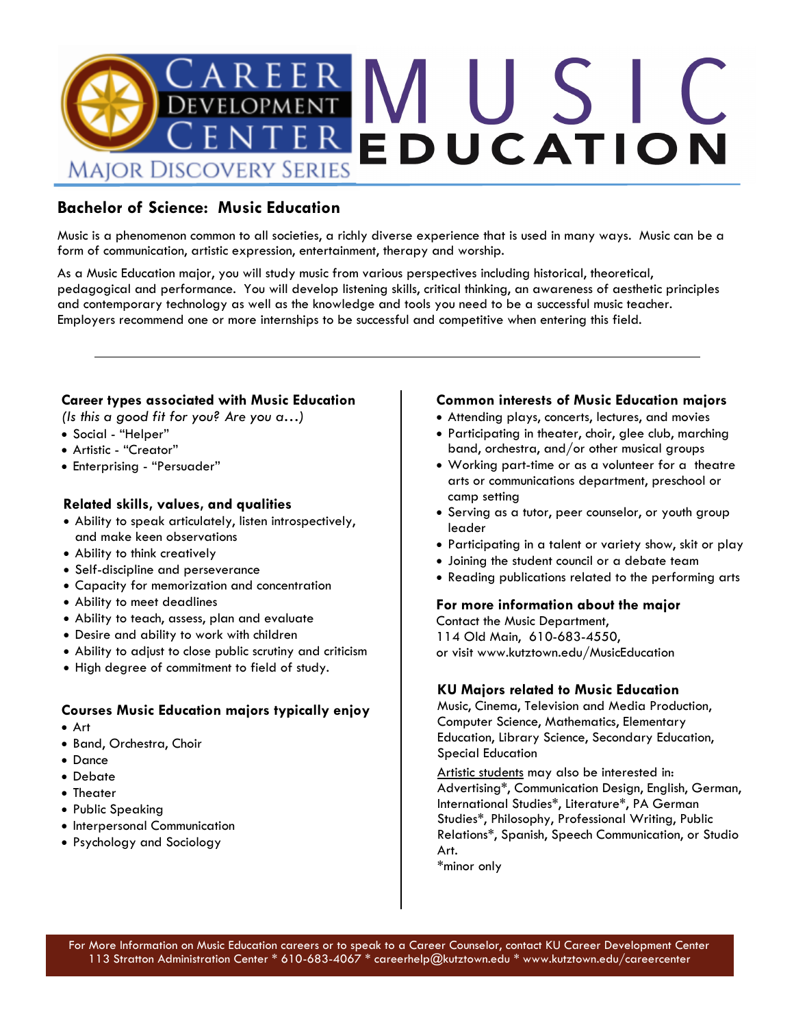# Career Development Center — Major Discovery Series

# MUSIC EDUCATION

## Bachelor of Science: Music Education

Music is a phenomenon common to all societies, a richly diverse experience that is used in many ways. Music can be a form of communication, artistic expression, entertainment, therapy and worship.

As a Music Education major, you will study music from various perspectives including historical, theoretical, pedagogical and performance. You will develop listening skills, critical thinking, an awareness of aesthetic principles and contemporary technology as well as the knowledge and tools you need to be a successful music teacher. Employers recommend one or more internships to be successful and competitive when entering this field.

---

### Career types associated with Music Education

*(Is this a good fit for you? Are you a…)*

- Social - "Helper"
- Artistic - "Creator"
- Enterprising - "Persuader"

### Related skills, values, and qualities

- Ability to speak articulately, listen introspectively, and make keen observations
- Ability to think creatively
- Self-discipline and perseverance
- Capacity for memorization and concentration
- Ability to meet deadlines
- Ability to teach, assess, plan and evaluate
- Desire and ability to work with children
- Ability to adjust to close public scrutiny and criticism
- High degree of commitment to field of study.

### Courses Music Education majors typically enjoy

- Art
- Band, Orchestra, Choir
- Dance
- Debate
- Theater
- Public Speaking
- Interpersonal Communication
- Psychology and Sociology

### Common interests of Music Education majors

- Attending plays, concerts, lectures, and movies
- Participating in theater, choir, glee club, marching band, orchestra, and/or other musical groups
- Working part-time or as a volunteer for a theatre arts or communications department, preschool or camp setting
- Serving as a tutor, peer counselor, or youth group leader
- Participating in a talent or variety show, skit or play
- Joining the student council or a debate team
- Reading publications related to the performing arts

### For more information about the major

Contact the Music Department,
114 Old Main, 610-683-4550,
or visit www.kutztown.edu/MusicEducation

### KU Majors related to Music Education

Music, Cinema, Television and Media Production, Computer Science, Mathematics, Elementary Education, Library Science, Secondary Education, Special Education

Artistic students may also be interested in: Advertising*, Communication Design, English, German, International Studies*, Literature*, PA German Studies*, Philosophy, Professional Writing, Public Relations*, Spanish, Speech Communication, or Studio Art.

*minor only

---

For More Information on Music Education careers or to speak to a Career Counselor, contact KU Career Development Center
113 Stratton Administration Center * 610-683-4067 * careerhelp@kutztown.edu * www.kutztown.edu/careercenter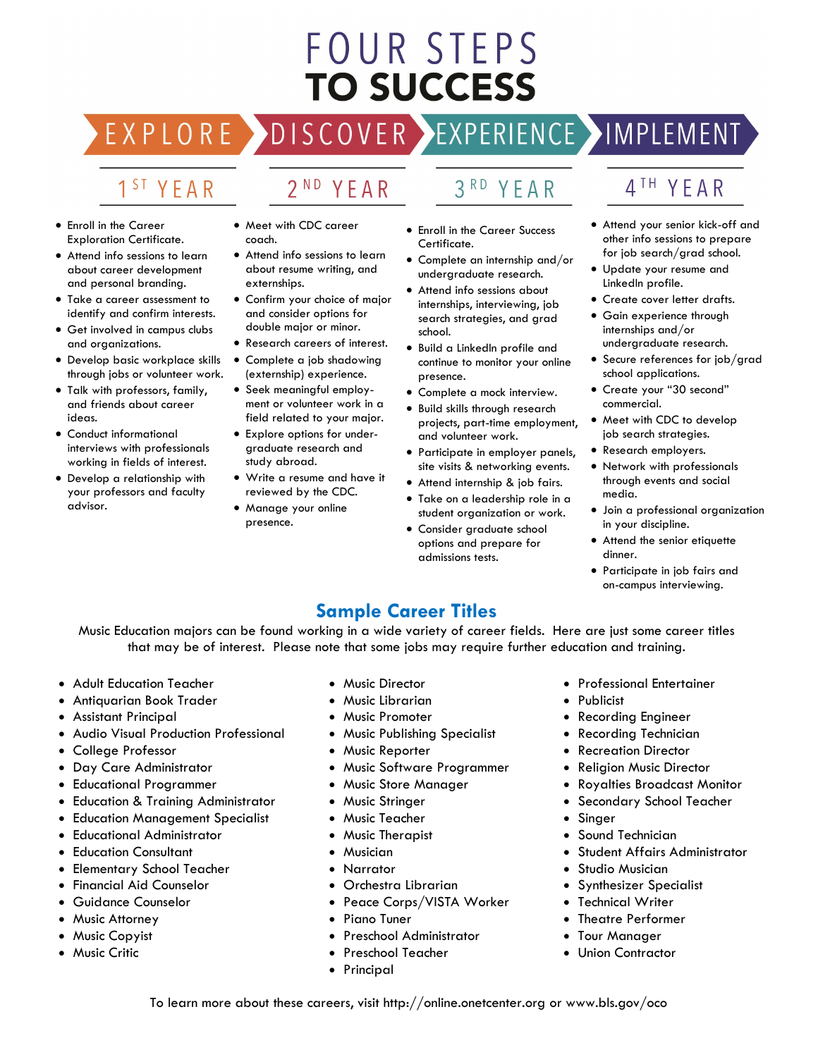# FOUR STEPS TO SUCCESS

EXPLORE › DISCOVER › EXPERIENCE › IMPLEMENT

## 1ST YEAR

- Enroll in the Career Exploration Certificate.
- Attend info sessions to learn about career development and personal branding.
- Take a career assessment to identify and confirm interests.
- Get involved in campus clubs and organizations.
- Develop basic workplace skills through jobs or volunteer work.
- Talk with professors, family, and friends about career ideas.
- Conduct informational interviews with professionals working in fields of interest.
- Develop a relationship with your professors and faculty advisor.

## 2ND YEAR

- Meet with CDC career coach.
- Attend info sessions to learn about resume writing, and externships.
- Confirm your choice of major and consider options for double major or minor.
- Research careers of interest.
- Complete a job shadowing (externship) experience.
- Seek meaningful employment or volunteer work in a field related to your major.
- Explore options for undergraduate research and study abroad.
- Write a resume and have it reviewed by the CDC.
- Manage your online presence.

## 3RD YEAR

- Enroll in the Career Success Certificate.
- Complete an internship and/or undergraduate research.
- Attend info sessions about internships, interviewing, job search strategies, and grad school.
- Build a LinkedIn profile and continue to monitor your online presence.
- Complete a mock interview.
- Build skills through research projects, part-time employment, and volunteer work.
- Participate in employer panels, site visits & networking events.
- Attend internship & job fairs.
- Take on a leadership role in a student organization or work.
- Consider graduate school options and prepare for admissions tests.

## 4TH YEAR

- Attend your senior kick-off and other info sessions to prepare for job search/grad school.
- Update your resume and LinkedIn profile.
- Create cover letter drafts.
- Gain experience through internships and/or undergraduate research.
- Secure references for job/grad school applications.
- Create your "30 second" commercial.
- Meet with CDC to develop job search strategies.
- Research employers.
- Network with professionals through events and social media.
- Join a professional organization in your discipline.
- Attend the senior etiquette dinner.
- Participate in job fairs and on-campus interviewing.

## Sample Career Titles

Music Education majors can be found working in a wide variety of career fields. Here are just some career titles that may be of interest. Please note that some jobs may require further education and training.

- Adult Education Teacher
- Antiquarian Book Trader
- Assistant Principal
- Audio Visual Production Professional
- College Professor
- Day Care Administrator
- Educational Programmer
- Education & Training Administrator
- Education Management Specialist
- Educational Administrator
- Education Consultant
- Elementary School Teacher
- Financial Aid Counselor
- Guidance Counselor
- Music Attorney
- Music Copyist
- Music Critic
- Music Director
- Music Librarian
- Music Promoter
- Music Publishing Specialist
- Music Reporter
- Music Software Programmer
- Music Store Manager
- Music Stringer
- Music Teacher
- Music Therapist
- Musician
- Narrator
- Orchestra Librarian
- Peace Corps/VISTA Worker
- Piano Tuner
- Preschool Administrator
- Preschool Teacher
- Principal
- Professional Entertainer
- Publicist
- Recording Engineer
- Recording Technician
- Recreation Director
- Religion Music Director
- Royalties Broadcast Monitor
- Secondary School Teacher
- Singer
- Sound Technician
- Student Affairs Administrator
- Studio Musician
- Synthesizer Specialist
- Technical Writer
- Theatre Performer
- Tour Manager
- Union Contractor

To learn more about these careers, visit http://online.onetcenter.org or www.bls.gov/oco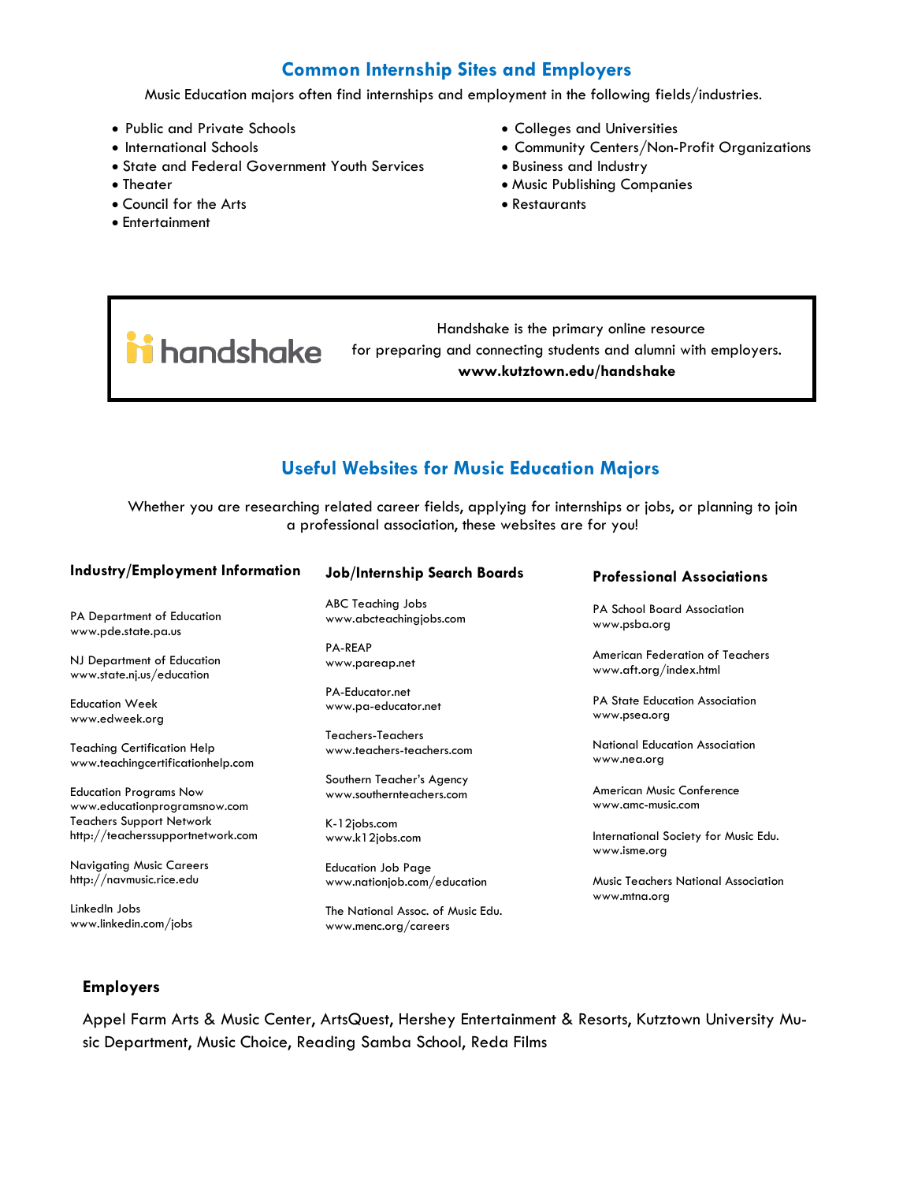## Common Internship Sites and Employers

Music Education majors often find internships and employment in the following fields/industries.

- Public and Private Schools
- International Schools
- State and Federal Government Youth Services
- Theater
- Council for the Arts
- Entertainment
- Colleges and Universities
- Community Centers/Non-Profit Organizations
- Business and Industry
- Music Publishing Companies
- Restaurants

handshake

Handshake is the primary online resource for preparing and connecting students and alumni with employers.
**www.kutztown.edu/handshake**

## Useful Websites for Music Education Majors

Whether you are researching related career fields, applying for internships or jobs, or planning to join a professional association, these websites are for you!

### Industry/Employment Information

PA Department of Education
www.pde.state.pa.us

NJ Department of Education
www.state.nj.us/education

Education Week
www.edweek.org

Teaching Certification Help
www.teachingcertificationhelp.com

Education Programs Now
www.educationprogramsnow.com
Teachers Support Network
http://teacherssupportnetwork.com

Navigating Music Careers
http://navmusic.rice.edu

LinkedIn Jobs
www.linkedin.com/jobs

### Job/Internship Search Boards

ABC Teaching Jobs
www.abcteachingjobs.com

PA-REAP
www.pareap.net

PA-Educator.net
www.pa-educator.net

Teachers-Teachers
www.teachers-teachers.com

Southern Teacher's Agency
www.southernteachers.com

K-12jobs.com
www.k12jobs.com

Education Job Page
www.nationjob.com/education

The National Assoc. of Music Edu.
www.menc.org/careers

### Professional Associations

PA School Board Association
www.psba.org

American Federation of Teachers
www.aft.org/index.html

PA State Education Association
www.psea.org

National Education Association
www.nea.org

American Music Conference
www.amc-music.com

International Society for Music Edu.
www.isme.org

Music Teachers National Association
www.mtna.org

### Employers

Appel Farm Arts & Music Center, ArtsQuest, Hershey Entertainment & Resorts, Kutztown University Music Department, Music Choice, Reading Samba School, Reda Films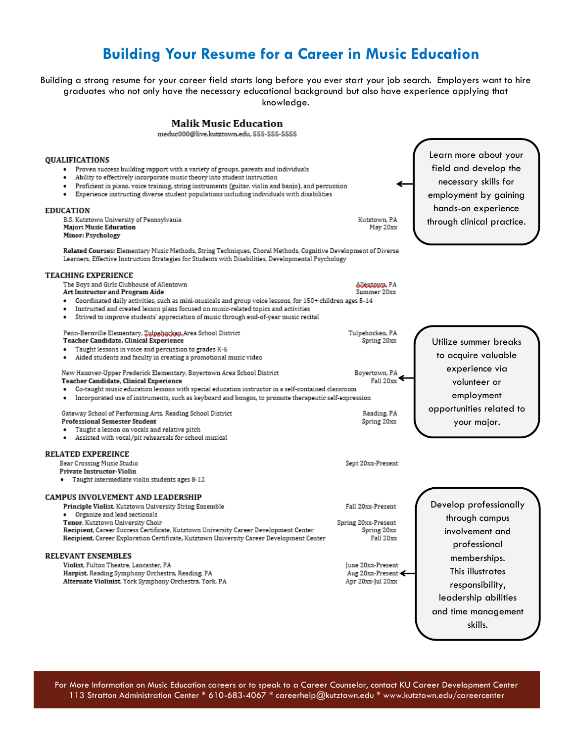# Building Your Resume for a Career in Music Education

Building a strong resume for your career field starts long before you ever start your job search. Employers want to hire graduates who not only have the necessary educational background but also have experience applying that knowledge.

## Malik Music Education

meduc000@live.kutztown.edu, 555-555-5555

### QUALIFICATIONS

- Proven success building rapport with a variety of groups, parents and individuals
- Ability to effectively incorporate music theory into student instruction
- Proficient in piano, voice training, string instruments (guitar, violin and banjo), and percussion
- Experience instructing diverse student populations including individuals with disabilities

> Learn more about your field and develop the necessary skills for employment by gaining hands-on experience through clinical practice.

### EDUCATION

B.S. Kutztown University of Pennsylvania — Kutztown, PA
**Major: Music Education** — May 20xx
**Minor: Psychology**

**Related Courses:** Elementary Music Methods, String Techniques, Choral Methods, Cognitive Development of Diverse Learners, Effective Instruction Strategies for Students with Disabilities, Developmental Psychology

### TEACHING EXPERIENCE

The Boys and Girls Clubhouse of Allentown — Allentown, PA
**Art Instructor and Program Aide** — Summer 20xx

- Coordinated daily activities, such as mini-musicals and group voice lessons, for 150+ children ages 5-14
- Instructed and created lesson plans focused on music-related topics and activities
- Strived to improve students' appreciation of music through end-of-year music recital

Penn-Bernville Elementary, Tulpehocken Area School District — Tulpehocken, PA
**Teacher Candidate, Clinical Experience** — Spring 20xx

- Taught lessons in voice and percussion to grades K-6
- Aided students and faculty in creating a promotional music video

New Hanover-Upper Frederick Elementary, Boyertown Area School District — Boyertown, PA
**Teacher Candidate, Clinical Experience** — Fall 20xx

- Co-taught music education lessons with special education instructor in a self-contained classroom
- Incorporated use of instruments, such as keyboard and bongos, to promote therapeutic self-expression

> Utilize summer breaks to acquire valuable experience via volunteer or employment opportunities related to your major.

Gateway School of Performing Arts, Reading School District — Reading, PA
**Professional Semester Student** — Spring 20xx

- Taught a lesson on vocals and relative pitch
- Assisted with vocal/pit rehearsals for school musical

### RELATED EXPEREINCE

Bear Crossing Music Studio — Sept 20xx-Present
**Private Instructor-Violin**

- Taught intermediate violin students ages 8-12

### CAMPUS INVOLVEMENT AND LEADERSHIP

**Principle Violist**, Kutztown University String Ensemble — Fall 20xx-Present

- Organize and lead sectionals

**Tenor**, Kutztown University Choir — Spring 20xx-Present
**Recipient**, Career Success Certificate, Kutztown University Career Development Center — Spring 20xx
**Recipient**, Career Exploration Certificate, Kutztown University Career Development Center — Fall 20xx

### RELEVANT ENSEMBLES

**Violist**, Fulton Theatre, Lancaster, PA — June 20xx-Present
**Harpist**, Reading Symphony Orchestra, Reading, PA — Aug 20xx-Present
**Alternate Violinist**, York Symphony Orchestra, York, PA — Apr 20xx-Jul 20xx

> Develop professionally through campus involvement and professional memberships. This illustrates responsibility, leadership abilities and time management skills.

For More Information on Music Education careers or to speak to a Career Counselor, contact KU Career Development Center
113 Stratton Administration Center * 610-683-4067 * careerhelp@kutztown.edu * www.kutztown.edu/careercenter